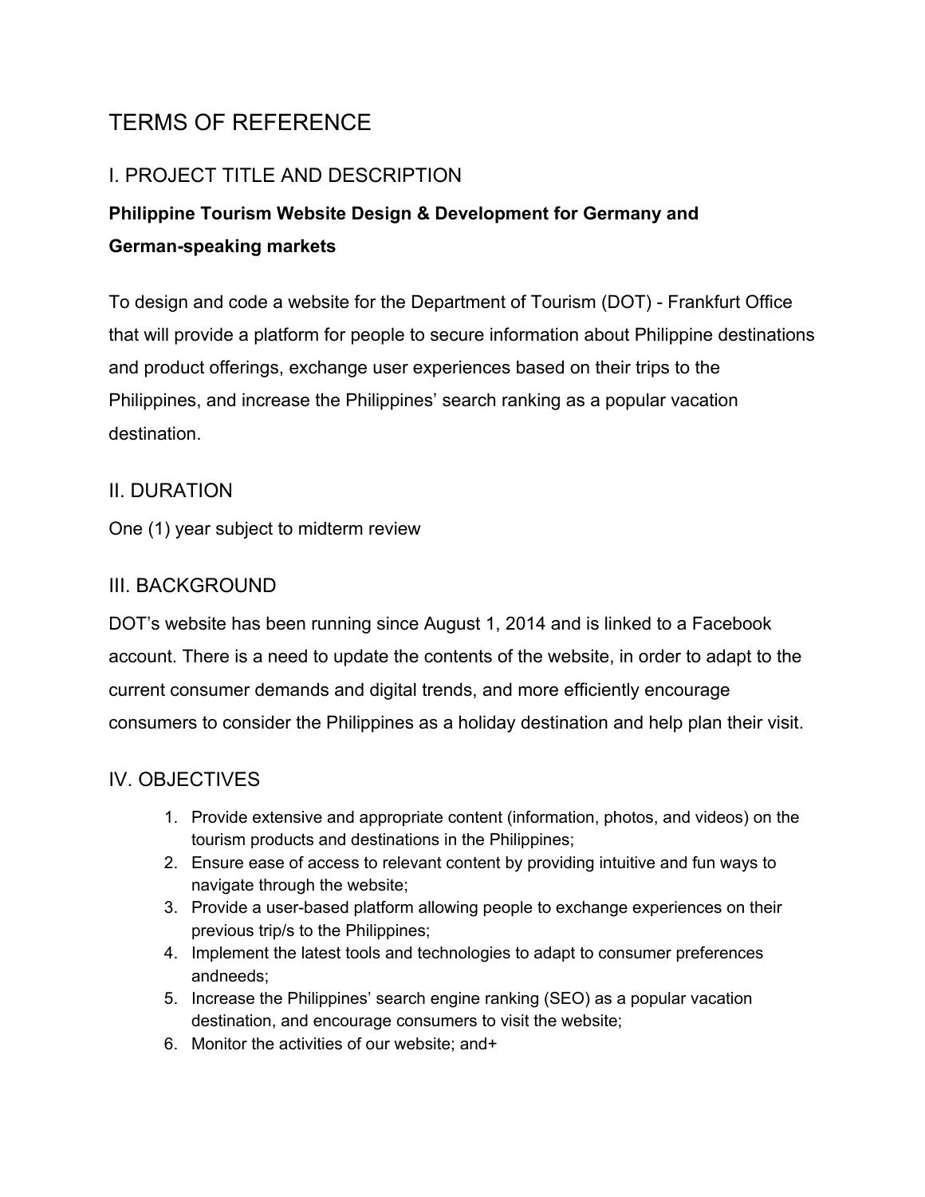# TERMS OF REFERENCE

## I. PROJECT TITLE AND DESCRIPTION

**Philippine Tourism Website Design & Development for Germany and German-speaking markets**

To design and code a website for the Department of Tourism (DOT) - Frankfurt Office that will provide a platform for people to secure information about Philippine destinations and product offerings, exchange user experiences based on their trips to the Philippines, and increase the Philippines' search ranking as a popular vacation destination.

## II. DURATION

One (1) year subject to midterm review

## III. BACKGROUND

DOT's website has been running since August 1, 2014 and is linked to a Facebook account. There is a need to update the contents of the website, in order to adapt to the current consumer demands and digital trends, and more efficiently encourage consumers to consider the Philippines as a holiday destination and help plan their visit.

## IV. OBJECTIVES

1. Provide extensive and appropriate content (information, photos, and videos) on the tourism products and destinations in the Philippines;
2. Ensure ease of access to relevant content by providing intuitive and fun ways to navigate through the website;
3. Provide a user-based platform allowing people to exchange experiences on their previous trip/s to the Philippines;
4. Implement the latest tools and technologies to adapt to consumer preferences andneeds;
5. Increase the Philippines' search engine ranking (SEO) as a popular vacation destination, and encourage consumers to visit the website;
6. Monitor the activities of our website; and+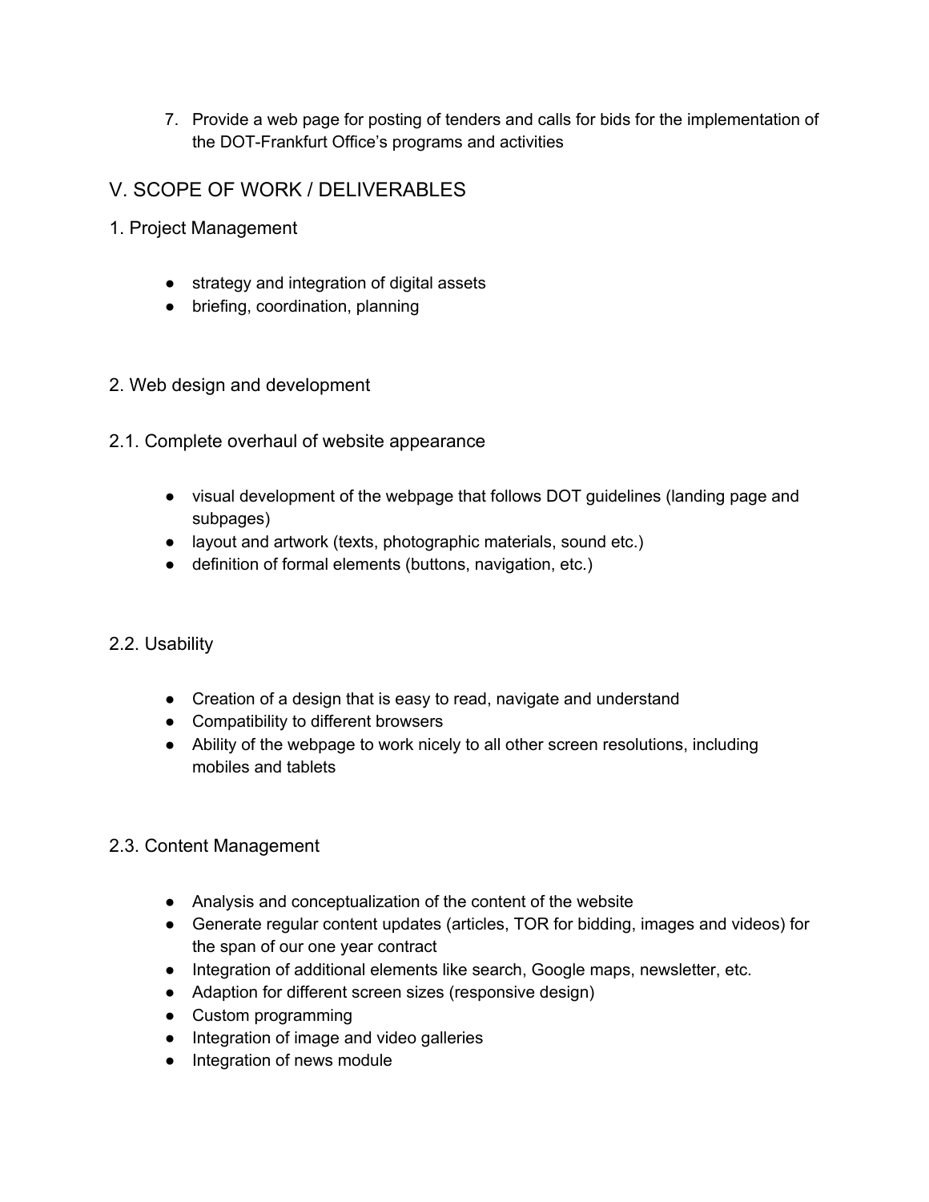7. Provide a web page for posting of tenders and calls for bids for the implementation of the DOT-Frankfurt Office's programs and activities

## V. SCOPE OF WORK / DELIVERABLES

### 1. Project Management

- strategy and integration of digital assets
- briefing, coordination, planning

### 2. Web design and development

#### 2.1. Complete overhaul of website appearance

- visual development of the webpage that follows DOT guidelines (landing page and subpages)
- layout and artwork (texts, photographic materials, sound etc.)
- definition of formal elements (buttons, navigation, etc.)

#### 2.2. Usability

- Creation of a design that is easy to read, navigate and understand
- Compatibility to different browsers
- Ability of the webpage to work nicely to all other screen resolutions, including mobiles and tablets

#### 2.3. Content Management

- Analysis and conceptualization of the content of the website
- Generate regular content updates (articles, TOR for bidding, images and videos) for the span of our one year contract
- Integration of additional elements like search, Google maps, newsletter, etc.
- Adaption for different screen sizes (responsive design)
- Custom programming
- Integration of image and video galleries
- Integration of news module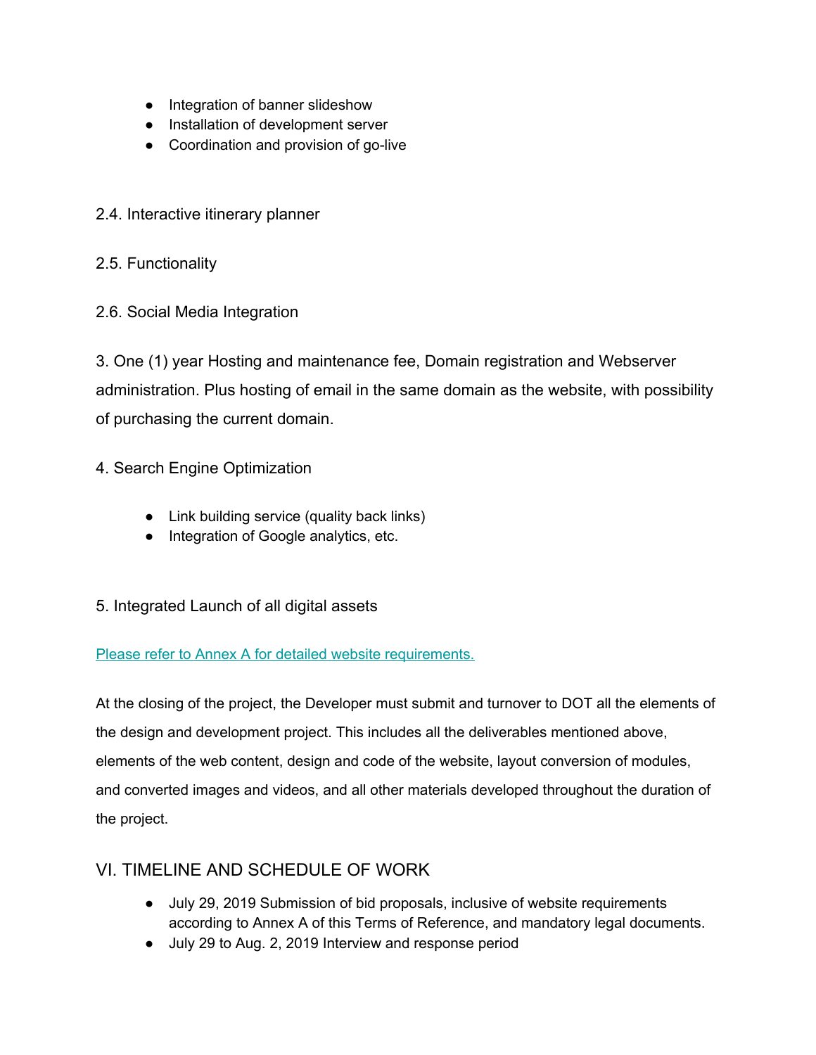- Integration of banner slideshow
- Installation of development server
- Coordination and provision of go-live

2.4. Interactive itinerary planner

2.5. Functionality

2.6. Social Media Integration

3. One (1) year Hosting and maintenance fee, Domain registration and Webserver administration. Plus hosting of email in the same domain as the website, with possibility of purchasing the current domain.

4. Search Engine Optimization

- Link building service (quality back links)
- Integration of Google analytics, etc.

5. Integrated Launch of all digital assets

Please refer to Annex A for detailed website requirements.

At the closing of the project, the Developer must submit and turnover to DOT all the elements of the design and development project. This includes all the deliverables mentioned above, elements of the web content, design and code of the website, layout conversion of modules, and converted images and videos, and all other materials developed throughout the duration of the project.

## VI. TIMELINE AND SCHEDULE OF WORK

- July 29, 2019 Submission of bid proposals, inclusive of website requirements according to Annex A of this Terms of Reference, and mandatory legal documents.
- July 29 to Aug. 2, 2019 Interview and response period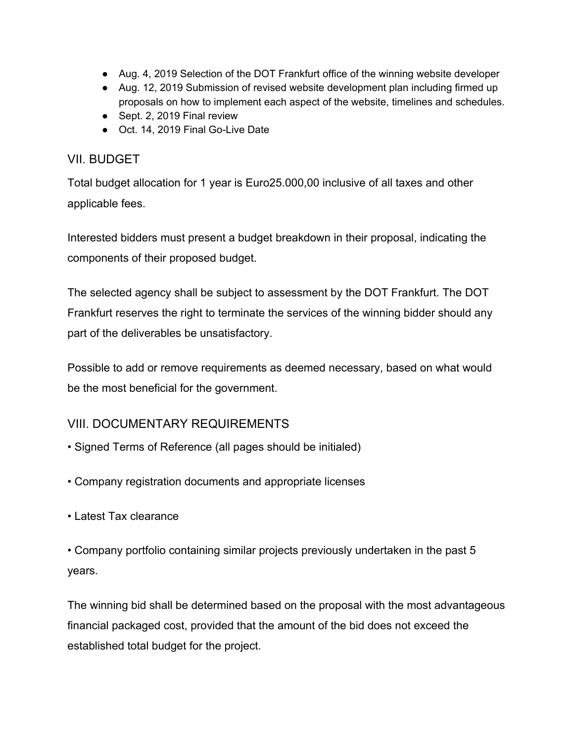- Aug. 4, 2019 Selection of the DOT Frankfurt office of the winning website developer
- Aug. 12, 2019 Submission of revised website development plan including firmed up proposals on how to implement each aspect of the website, timelines and schedules.
- Sept. 2, 2019 Final review
- Oct. 14, 2019 Final Go-Live Date

## VII. BUDGET

Total budget allocation for 1 year is Euro25.000,00 inclusive of all taxes and other applicable fees.

Interested bidders must present a budget breakdown in their proposal, indicating the components of their proposed budget.

The selected agency shall be subject to assessment by the DOT Frankfurt. The DOT Frankfurt reserves the right to terminate the services of the winning bidder should any part of the deliverables be unsatisfactory.

Possible to add or remove requirements as deemed necessary, based on what would be the most beneficial for the government.

## VIII. DOCUMENTARY REQUIREMENTS

- Signed Terms of Reference (all pages should be initialed)
- Company registration documents and appropriate licenses
- Latest Tax clearance
- Company portfolio containing similar projects previously undertaken in the past 5 years.

The winning bid shall be determined based on the proposal with the most advantageous financial packaged cost, provided that the amount of the bid does not exceed the established total budget for the project.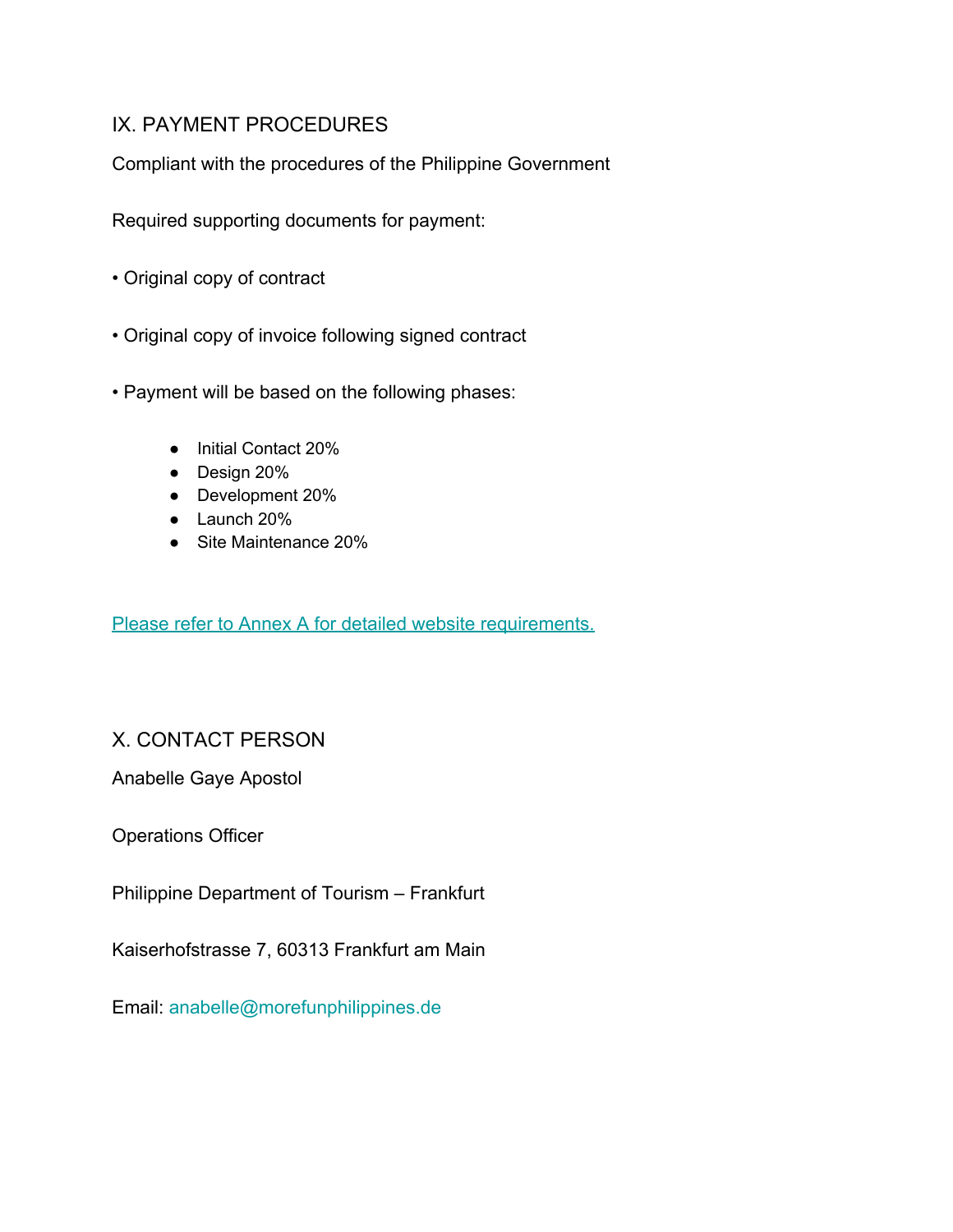## IX. PAYMENT PROCEDURES

Compliant with the procedures of the Philippine Government

Required supporting documents for payment:

• Original copy of contract

• Original copy of invoice following signed contract

• Payment will be based on the following phases:

- Initial Contact 20%
- Design 20%
- Development 20%
- Launch 20%
- Site Maintenance 20%

Please refer to Annex A for detailed website requirements.

## X. CONTACT PERSON

Anabelle Gaye Apostol

Operations Officer

Philippine Department of Tourism – Frankfurt

Kaiserhofstrasse 7, 60313 Frankfurt am Main

Email: anabelle@morefunphilippines.de